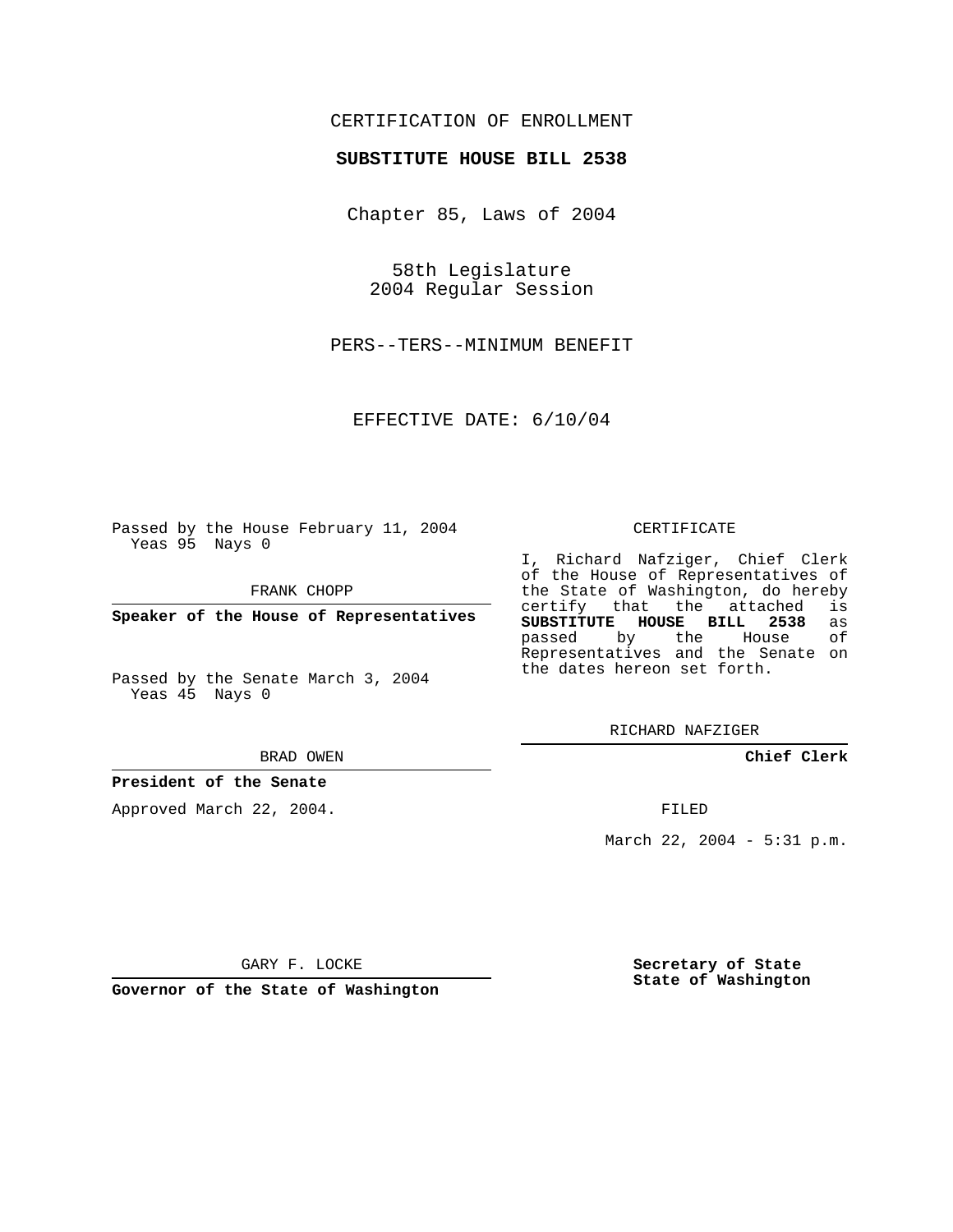CERTIFICATION OF ENROLLMENT

**SUBSTITUTE HOUSE BILL 2538**

Chapter 85, Laws of 2004

58th Legislature
2004 Regular Session

PERS--TERS--MINIMUM BENEFIT

EFFECTIVE DATE: 6/10/04

Passed by the House February 11, 2004
Yeas 95 Nays 0

FRANK CHOPP

**Speaker of the House of Representatives**

Passed by the Senate March 3, 2004
Yeas 45 Nays 0

BRAD OWEN

**President of the Senate**

Approved March 22, 2004.

GARY F. LOCKE

**Governor of the State of Washington**

CERTIFICATE

I, Richard Nafziger, Chief Clerk of the House of Representatives of the State of Washington, do hereby certify that the attached is **SUBSTITUTE HOUSE BILL 2538** as passed by the House of Representatives and the Senate on the dates hereon set forth.

RICHARD NAFZIGER

**Chief Clerk**

FILED

March 22, 2004 - 5:31 p.m.

**Secretary of State**
**State of Washington**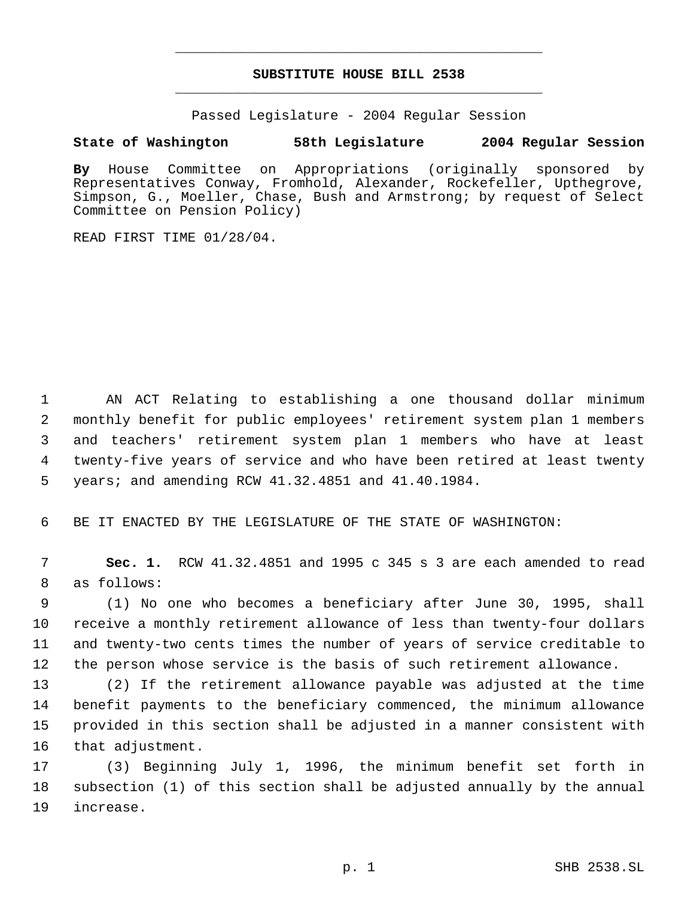# SUBSTITUTE HOUSE BILL 2538

Passed Legislature - 2004 Regular Session

**State of Washington 58th Legislature 2004 Regular Session**

**By** House Committee on Appropriations (originally sponsored by Representatives Conway, Fromhold, Alexander, Rockefeller, Upthegrove, Simpson, G., Moeller, Chase, Bush and Armstrong; by request of Select Committee on Pension Policy)

READ FIRST TIME 01/28/04.

AN ACT Relating to establishing a one thousand dollar minimum monthly benefit for public employees' retirement system plan 1 members and teachers' retirement system plan 1 members who have at least twenty-five years of service and who have been retired at least twenty years; and amending RCW 41.32.4851 and 41.40.1984.

BE IT ENACTED BY THE LEGISLATURE OF THE STATE OF WASHINGTON:

**Sec. 1.** RCW 41.32.4851 and 1995 c 345 s 3 are each amended to read as follows:

(1) No one who becomes a beneficiary after June 30, 1995, shall receive a monthly retirement allowance of less than twenty-four dollars and twenty-two cents times the number of years of service creditable to the person whose service is the basis of such retirement allowance.

(2) If the retirement allowance payable was adjusted at the time benefit payments to the beneficiary commenced, the minimum allowance provided in this section shall be adjusted in a manner consistent with that adjustment.

(3) Beginning July 1, 1996, the minimum benefit set forth in subsection (1) of this section shall be adjusted annually by the annual increase.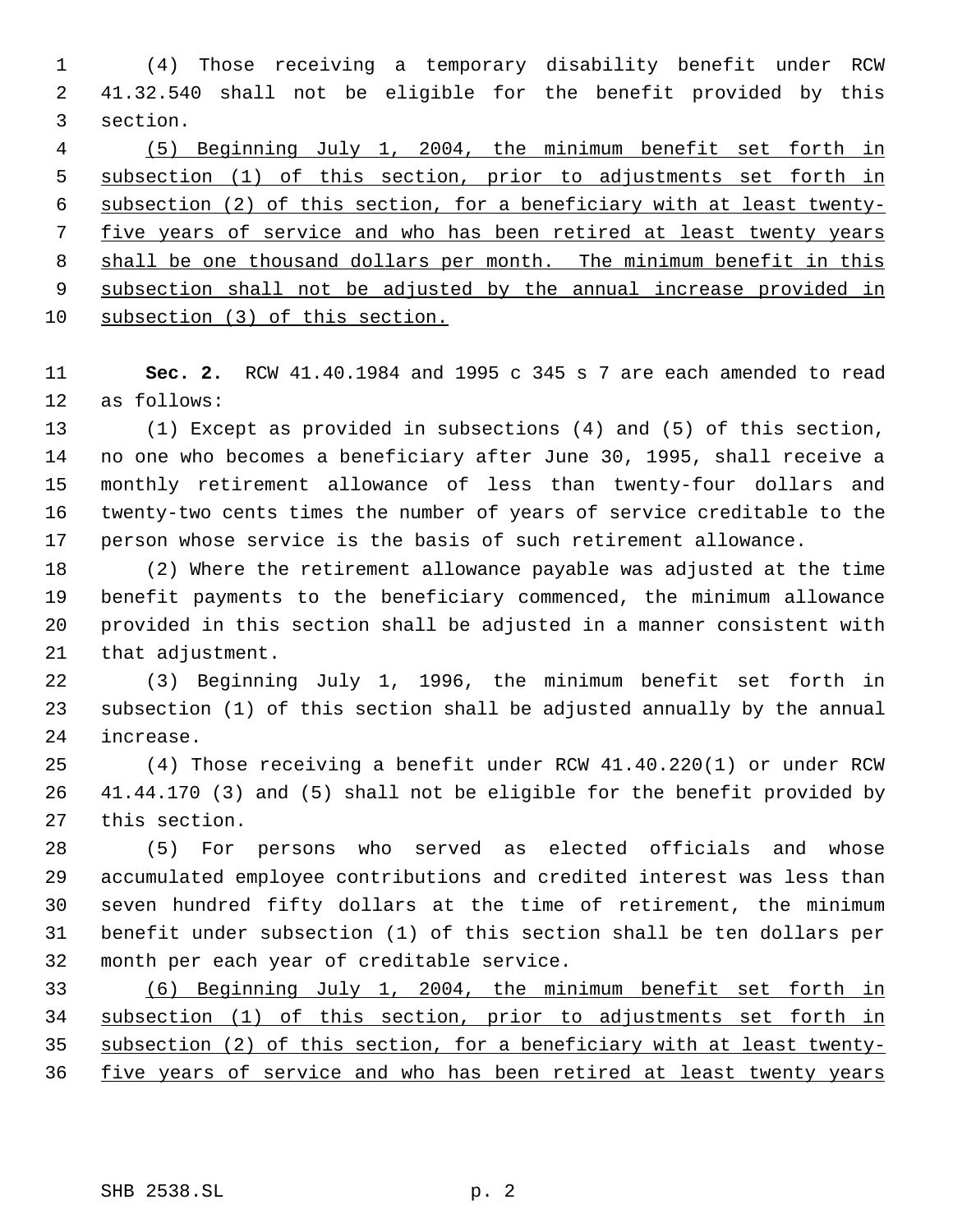(4) Those receiving a temporary disability benefit under RCW 41.32.540 shall not be eligible for the benefit provided by this section.

<u>(5) Beginning July 1, 2004, the minimum benefit set forth in subsection (1) of this section, prior to adjustments set forth in subsection (2) of this section, for a beneficiary with at least twenty-five years of service and who has been retired at least twenty years shall be one thousand dollars per month. The minimum benefit in this subsection shall not be adjusted by the annual increase provided in subsection (3) of this section.</u>

**Sec. 2.** RCW 41.40.1984 and 1995 c 345 s 7 are each amended to read as follows:

(1) Except as provided in subsections (4) and (5) of this section, no one who becomes a beneficiary after June 30, 1995, shall receive a monthly retirement allowance of less than twenty-four dollars and twenty-two cents times the number of years of service creditable to the person whose service is the basis of such retirement allowance.

(2) Where the retirement allowance payable was adjusted at the time benefit payments to the beneficiary commenced, the minimum allowance provided in this section shall be adjusted in a manner consistent with that adjustment.

(3) Beginning July 1, 1996, the minimum benefit set forth in subsection (1) of this section shall be adjusted annually by the annual increase.

(4) Those receiving a benefit under RCW 41.40.220(1) or under RCW 41.44.170 (3) and (5) shall not be eligible for the benefit provided by this section.

(5) For persons who served as elected officials and whose accumulated employee contributions and credited interest was less than seven hundred fifty dollars at the time of retirement, the minimum benefit under subsection (1) of this section shall be ten dollars per month per each year of creditable service.

<u>(6) Beginning July 1, 2004, the minimum benefit set forth in subsection (1) of this section, prior to adjustments set forth in subsection (2) of this section, for a beneficiary with at least twenty-five years of service and who has been retired at least twenty years</u>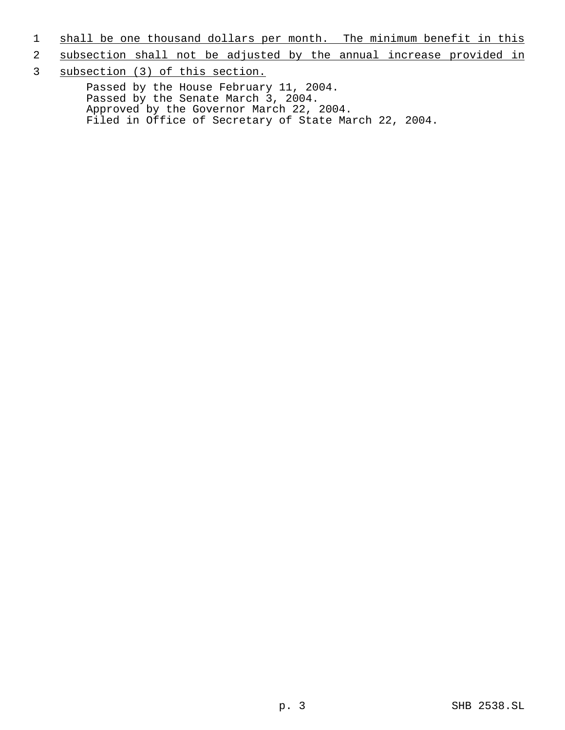shall be one thousand dollars per month. The minimum benefit in this subsection shall not be adjusted by the annual increase provided in subsection (3) of this section.

Passed by the House February 11, 2004.
Passed by the Senate March 3, 2004.
Approved by the Governor March 22, 2004.
Filed in Office of Secretary of State March 22, 2004.